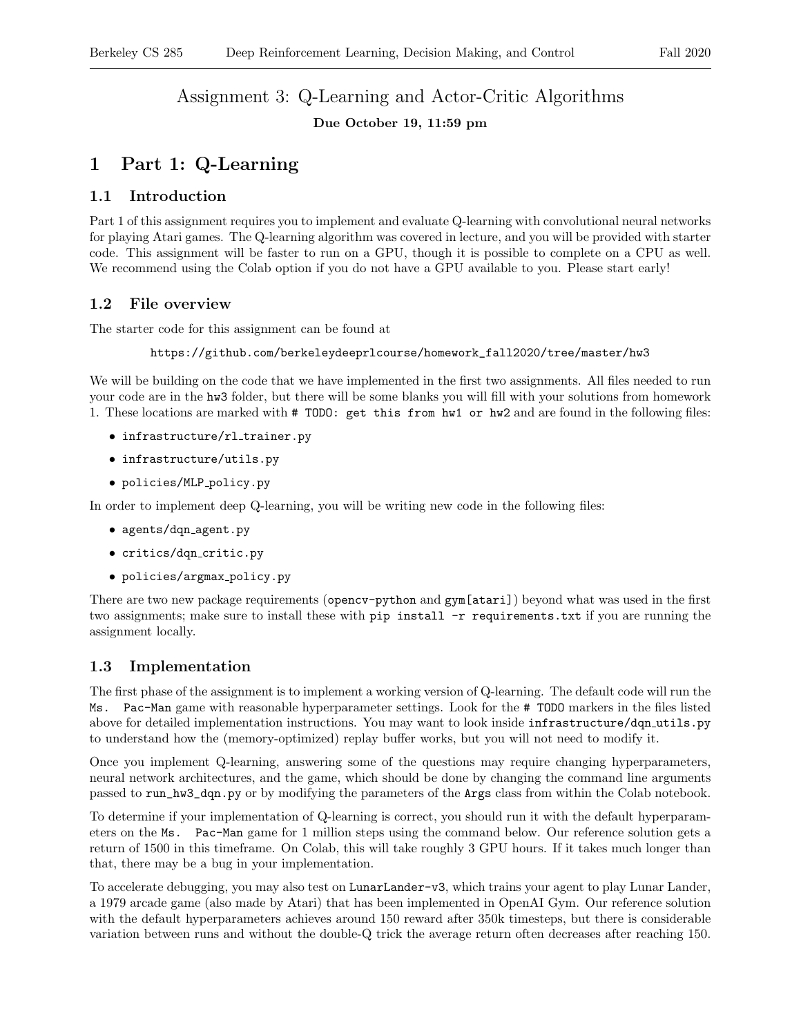# Assignment 3: Q-Learning and Actor-Critic Algorithms

**Due October 19, 11:59 pm**

## 1 Part 1: Q-Learning

### 1.1 Introduction

Part 1 of this assignment requires you to implement and evaluate Q-learning with convolutional neural networks for playing Atari games. The Q-learning algorithm was covered in lecture, and you will be provided with starter code. This assignment will be faster to run on a GPU, though it is possible to complete on a CPU as well. We recommend using the Colab option if you do not have a GPU available to you. Please start early!

### 1.2 File overview

The starter code for this assignment can be found at

`https://github.com/berkeleydeeprlcourse/homework_fall2020/tree/master/hw3`

We will be building on the code that we have implemented in the first two assignments. All files needed to run your code are in the `hw3` folder, but there will be some blanks you will fill with your solutions from homework 1. These locations are marked with `# TODO: get this from hw1 or hw2` and are found in the following files:

- `infrastructure/rl_trainer.py`
- `infrastructure/utils.py`
- `policies/MLP_policy.py`

In order to implement deep Q-learning, you will be writing new code in the following files:

- `agents/dqn_agent.py`
- `critics/dqn_critic.py`
- `policies/argmax_policy.py`

There are two new package requirements (`opencv-python` and `gym[atari]`) beyond what was used in the first two assignments; make sure to install these with `pip install -r requirements.txt` if you are running the assignment locally.

### 1.3 Implementation

The first phase of the assignment is to implement a working version of Q-learning. The default code will run the `Ms. Pac-Man` game with reasonable hyperparameter settings. Look for the `# TODO` markers in the files listed above for detailed implementation instructions. You may want to look inside `infrastructure/dqn_utils.py` to understand how the (memory-optimized) replay buffer works, but you will not need to modify it.

Once you implement Q-learning, answering some of the questions may require changing hyperparameters, neural network architectures, and the game, which should be done by changing the command line arguments passed to `run_hw3_dqn.py` or by modifying the parameters of the `Args` class from within the Colab notebook.

To determine if your implementation of Q-learning is correct, you should run it with the default hyperparameters on the `Ms. Pac-Man` game for 1 million steps using the command below. Our reference solution gets a return of 1500 in this timeframe. On Colab, this will take roughly 3 GPU hours. If it takes much longer than that, there may be a bug in your implementation.

To accelerate debugging, you may also test on `LunarLander-v3`, which trains your agent to play Lunar Lander, a 1979 arcade game (also made by Atari) that has been implemented in OpenAI Gym. Our reference solution with the default hyperparameters achieves around 150 reward after 350k timesteps, but there is considerable variation between runs and without the double-Q trick the average return often decreases after reaching 150.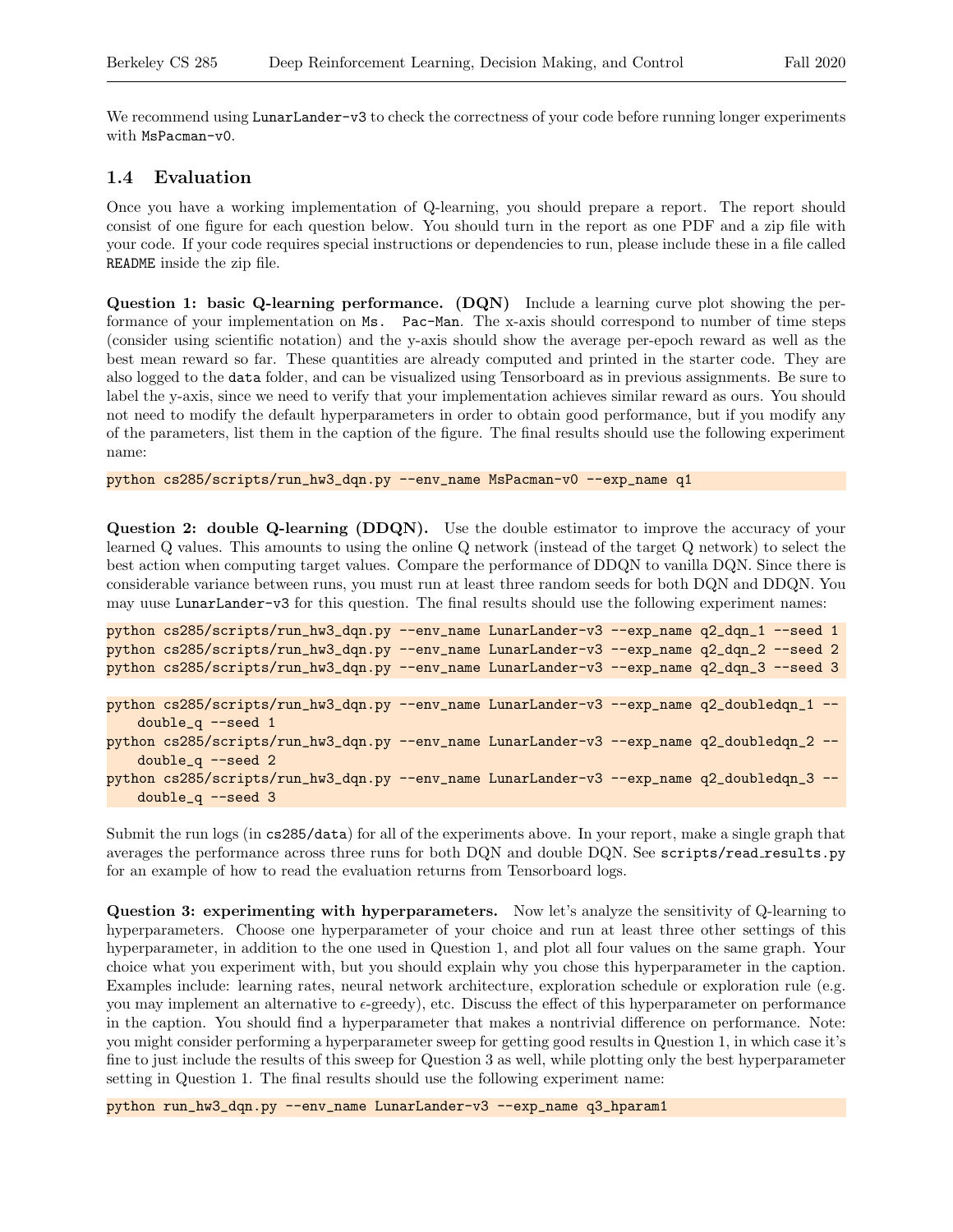We recommend using `LunarLander-v3` to check the correctness of your code before running longer experiments with `MsPacman-v0`.

### 1.4 Evaluation

Once you have a working implementation of Q-learning, you should prepare a report. The report should consist of one figure for each question below. You should turn in the report as one PDF and a zip file with your code. If your code requires special instructions or dependencies to run, please include these in a file called `README` inside the zip file.

**Question 1: basic Q-learning performance. (DQN)** Include a learning curve plot showing the performance of your implementation on `Ms. Pac-Man`. The x-axis should correspond to number of time steps (consider using scientific notation) and the y-axis should show the average per-epoch reward as well as the best mean reward so far. These quantities are already computed and printed in the starter code. They are also logged to the `data` folder, and can be visualized using Tensorboard as in previous assignments. Be sure to label the y-axis, since we need to verify that your implementation achieves similar reward as ours. You should not need to modify the default hyperparameters in order to obtain good performance, but if you modify any of the parameters, list them in the caption of the figure. The final results should use the following experiment name:

```
python cs285/scripts/run_hw3_dqn.py --env_name MsPacman-v0 --exp_name q1
```

**Question 2: double Q-learning (DDQN).** Use the double estimator to improve the accuracy of your learned Q values. This amounts to using the online Q network (instead of the target Q network) to select the best action when computing target values. Compare the performance of DDQN to vanilla DQN. Since there is considerable variance between runs, you must run at least three random seeds for both DQN and DDQN. You may uuse `LunarLander-v3` for this question. The final results should use the following experiment names:

```
python cs285/scripts/run_hw3_dqn.py --env_name LunarLander-v3 --exp_name q2_dqn_1 --seed 1
python cs285/scripts/run_hw3_dqn.py --env_name LunarLander-v3 --exp_name q2_dqn_2 --seed 2
python cs285/scripts/run_hw3_dqn.py --env_name LunarLander-v3 --exp_name q2_dqn_3 --seed 3
```

```
python cs285/scripts/run_hw3_dqn.py --env_name LunarLander-v3 --exp_name q2_doubledqn_1 --
    double_q --seed 1
python cs285/scripts/run_hw3_dqn.py --env_name LunarLander-v3 --exp_name q2_doubledqn_2 --
    double_q --seed 2
python cs285/scripts/run_hw3_dqn.py --env_name LunarLander-v3 --exp_name q2_doubledqn_3 --
    double_q --seed 3
```

Submit the run logs (in `cs285/data`) for all of the experiments above. In your report, make a single graph that averages the performance across three runs for both DQN and double DQN. See `scripts/read_results.py` for an example of how to read the evaluation returns from Tensorboard logs.

**Question 3: experimenting with hyperparameters.** Now let's analyze the sensitivity of Q-learning to hyperparameters. Choose one hyperparameter of your choice and run at least three other settings of this hyperparameter, in addition to the one used in Question 1, and plot all four values on the same graph. Your choice what you experiment with, but you should explain why you chose this hyperparameter in the caption. Examples include: learning rates, neural network architecture, exploration schedule or exploration rule (e.g. you may implement an alternative to $\epsilon$-greedy), etc. Discuss the effect of this hyperparameter on performance in the caption. You should find a hyperparameter that makes a nontrivial difference on performance. Note: you might consider performing a hyperparameter sweep for getting good results in Question 1, in which case it's fine to just include the results of this sweep for Question 3 as well, while plotting only the best hyperparameter setting in Question 1. The final results should use the following experiment name:

```
python run_hw3_dqn.py --env_name LunarLander-v3 --exp_name q3_hparam1
```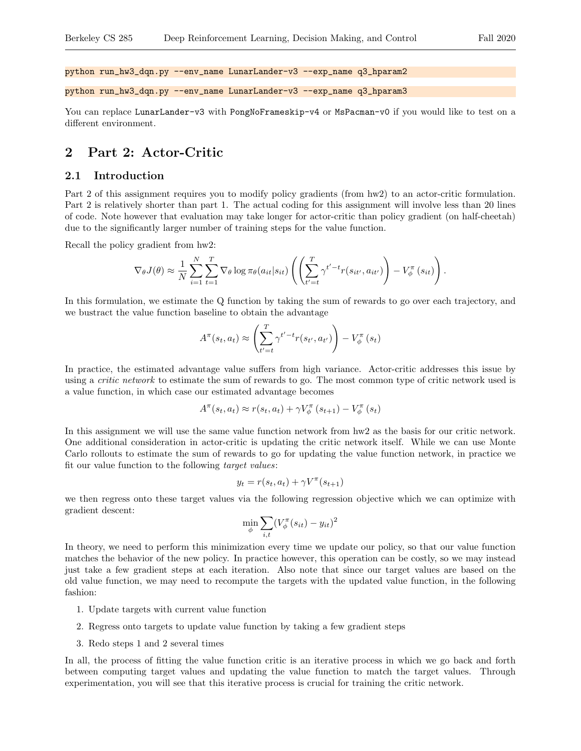```
python run_hw3_dqn.py --env_name LunarLander-v3 --exp_name q3_hparam2
```

```
python run_hw3_dqn.py --env_name LunarLander-v3 --exp_name q3_hparam3
```

You can replace LunarLander-v3 with PongNoFrameskip-v4 or MsPacman-v0 if you would like to test on a different environment.

# 2 Part 2: Actor-Critic

## 2.1 Introduction

Part 2 of this assignment requires you to modify policy gradients (from hw2) to an actor-critic formulation. Part 2 is relatively shorter than part 1. The actual coding for this assignment will involve less than 20 lines of code. Note however that evaluation may take longer for actor-critic than policy gradient (on half-cheetah) due to the significantly larger number of training steps for the value function.

Recall the policy gradient from hw2:

$$\nabla_\theta J(\theta) \approx \frac{1}{N} \sum_{i=1}^{N} \sum_{t=1}^{T} \nabla_\theta \log \pi_\theta(a_{it}|s_{it}) \left( \left( \sum_{t'=t}^{T} \gamma^{t'-t} r(s_{it'}, a_{it'}) \right) - V_\phi^\pi(s_{it}) \right).$$

In this formulation, we estimate the Q function by taking the sum of rewards to go over each trajectory, and we bustract the value function baseline to obtain the advantage

$$A^\pi(s_t, a_t) \approx \left( \sum_{t'=t}^{T} \gamma^{t'-t} r(s_{t'}, a_{t'}) \right) - V_\phi^\pi(s_t)$$

In practice, the estimated advantage value suffers from high variance. Actor-critic addresses this issue by using a *critic network* to estimate the sum of rewards to go. The most common type of critic network used is a value function, in which case our estimated advantage becomes

$$A^\pi(s_t, a_t) \approx r(s_t, a_t) + \gamma V_\phi^\pi(s_{t+1}) - V_\phi^\pi(s_t)$$

In this assignment we will use the same value function network from hw2 as the basis for our critic network. One additional consideration in actor-critic is updating the critic network itself. While we can use Monte Carlo rollouts to estimate the sum of rewards to go for updating the value function network, in practice we fit our value function to the following *target values*:

$$y_t = r(s_t, a_t) + \gamma V^\pi(s_{t+1})$$

we then regress onto these target values via the following regression objective which we can optimize with gradient descent:

$$\min_\phi \sum_{i,t} (V_\phi^\pi(s_{it}) - y_{it})^2$$

In theory, we need to perform this minimization every time we update our policy, so that our value function matches the behavior of the new policy. In practice however, this operation can be costly, so we may instead just take a few gradient steps at each iteration. Also note that since our target values are based on the old value function, we may need to recompute the targets with the updated value function, in the following fashion:

1. Update targets with current value function
2. Regress onto targets to update value function by taking a few gradient steps
3. Redo steps 1 and 2 several times

In all, the process of fitting the value function critic is an iterative process in which we go back and forth between computing target values and updating the value function to match the target values. Through experimentation, you will see that this iterative process is crucial for training the critic network.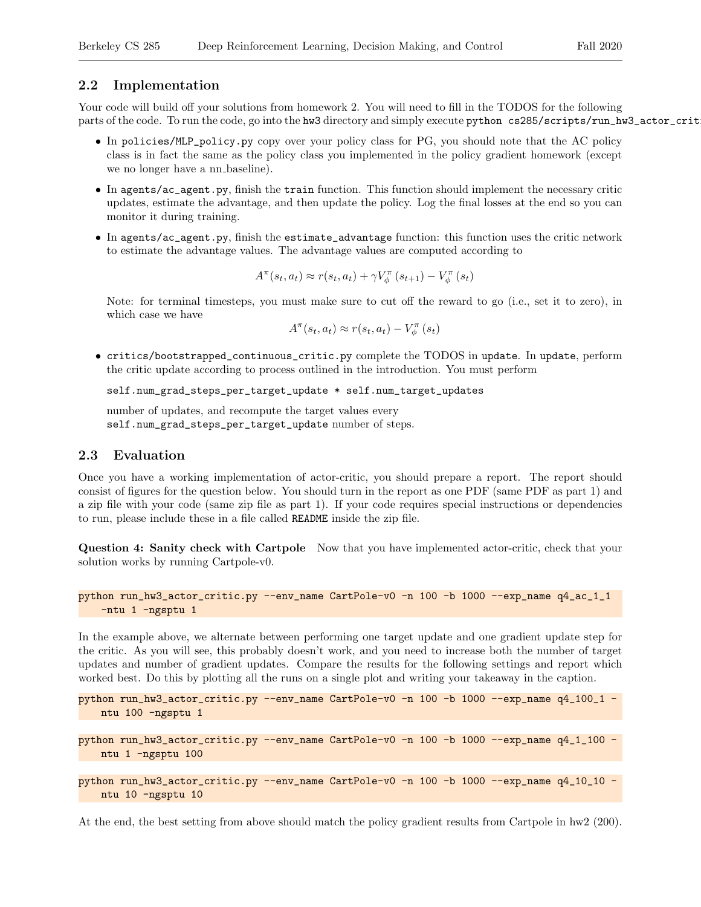## 2.2 Implementation

Your code will build off your solutions from homework 2. You will need to fill in the TODOS for the following parts of the code. To run the code, go into the `hw3` directory and simply execute `python cs285/scripts/run_hw3_actor_crit`

- In `policies/MLP_policy.py` copy over your policy class for PG, you should note that the AC policy class is in fact the same as the policy class you implemented in the policy gradient homework (except we no longer have a nn_baseline).
- In `agents/ac_agent.py`, finish the `train` function. This function should implement the necessary critic updates, estimate the advantage, and then update the policy. Log the final losses at the end so you can monitor it during training.
- In `agents/ac_agent.py`, finish the `estimate_advantage` function: this function uses the critic network to estimate the advantage values. The advantage values are computed according to

  $$A^{\pi}(s_t, a_t) \approx r(s_t, a_t) + \gamma V_{\phi}^{\pi}(s_{t+1}) - V_{\phi}^{\pi}(s_t)$$

  Note: for terminal timesteps, you must make sure to cut off the reward to go (i.e., set it to zero), in which case we have

  $$A^{\pi}(s_t, a_t) \approx r(s_t, a_t) - V_{\phi}^{\pi}(s_t)$$

- `critics/bootstrapped_continuous_critic.py` complete the TODOS in `update`. In `update`, perform the critic update according to process outlined in the introduction. You must perform

  `self.num_grad_steps_per_target_update * self.num_target_updates`

  number of updates, and recompute the target values every `self.num_grad_steps_per_target_update` number of steps.

## 2.3 Evaluation

Once you have a working implementation of actor-critic, you should prepare a report. The report should consist of figures for the question below. You should turn in the report as one PDF (same PDF as part 1) and a zip file with your code (same zip file as part 1). If your code requires special instructions or dependencies to run, please include these in a file called `README` inside the zip file.

**Question 4: Sanity check with Cartpole** Now that you have implemented actor-critic, check that your solution works by running Cartpole-v0.

```
python run_hw3_actor_critic.py --env_name CartPole-v0 -n 100 -b 1000 --exp_name q4_ac_1_1
    -ntu 1 -ngsptu 1
```

In the example above, we alternate between performing one target update and one gradient update step for the critic. As you will see, this probably doesn't work, and you need to increase both the number of target updates and number of gradient updates. Compare the results for the following settings and report which worked best. Do this by plotting all the runs on a single plot and writing your takeaway in the caption.

```
python run_hw3_actor_critic.py --env_name CartPole-v0 -n 100 -b 1000 --exp_name q4_100_1 -
    ntu 100 -ngsptu 1
```

```
python run_hw3_actor_critic.py --env_name CartPole-v0 -n 100 -b 1000 --exp_name q4_1_100 -
    ntu 1 -ngsptu 100
```

```
python run_hw3_actor_critic.py --env_name CartPole-v0 -n 100 -b 1000 --exp_name q4_10_10 -
    ntu 10 -ngsptu 10
```

At the end, the best setting from above should match the policy gradient results from Cartpole in hw2 (200).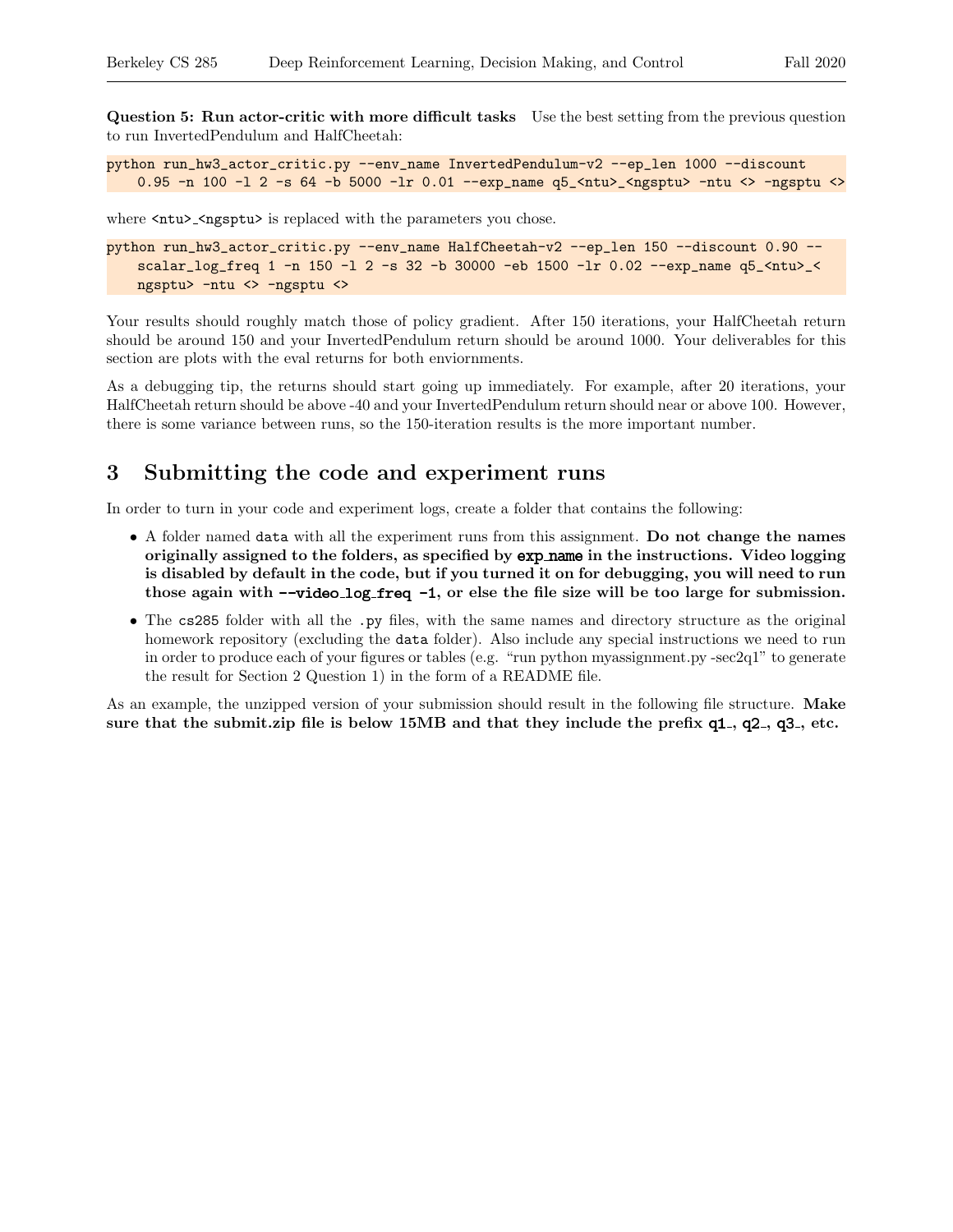**Question 5: Run actor-critic with more difficult tasks** Use the best setting from the previous question to run InvertedPendulum and HalfCheetah:

```
python run_hw3_actor_critic.py --env_name InvertedPendulum-v2 --ep_len 1000 --discount
    0.95 -n 100 -l 2 -s 64 -b 5000 -lr 0.01 --exp_name q5_<ntu>_<ngsptu> -ntu <> -ngsptu <>
```

where `<ntu>_<ngsptu>` is replaced with the parameters you chose.

```
python run_hw3_actor_critic.py --env_name HalfCheetah-v2 --ep_len 150 --discount 0.90 --
    scalar_log_freq 1 -n 150 -l 2 -s 32 -b 30000 -eb 1500 -lr 0.02 --exp_name q5_<ntu>_<
    ngsptu> -ntu <> -ngsptu <>
```

Your results should roughly match those of policy gradient. After 150 iterations, your HalfCheetah return should be around 150 and your InvertedPendulum return should be around 1000. Your deliverables for this section are plots with the eval returns for both enviornments.

As a debugging tip, the returns should start going up immediately. For example, after 20 iterations, your HalfCheetah return should be above -40 and your InvertedPendulum return should near or above 100. However, there is some variance between runs, so the 150-iteration results is the more important number.

# 3 Submitting the code and experiment runs

In order to turn in your code and experiment logs, create a folder that contains the following:

- A folder named `data` with all the experiment runs from this assignment. **Do not change the names originally assigned to the folders, as specified by `exp_name` in the instructions. Video logging is disabled by default in the code, but if you turned it on for debugging, you will need to run those again with `--video_log_freq -1`, or else the file size will be too large for submission.**
- The `cs285` folder with all the `.py` files, with the same names and directory structure as the original homework repository (excluding the `data` folder). Also include any special instructions we need to run in order to produce each of your figures or tables (e.g. "run python myassignment.py -sec2q1" to generate the result for Section 2 Question 1) in the form of a README file.

As an example, the unzipped version of your submission should result in the following file structure. **Make sure that the submit.zip file is below 15MB and that they include the prefix `q1_`, `q2_`, `q3_`, etc.**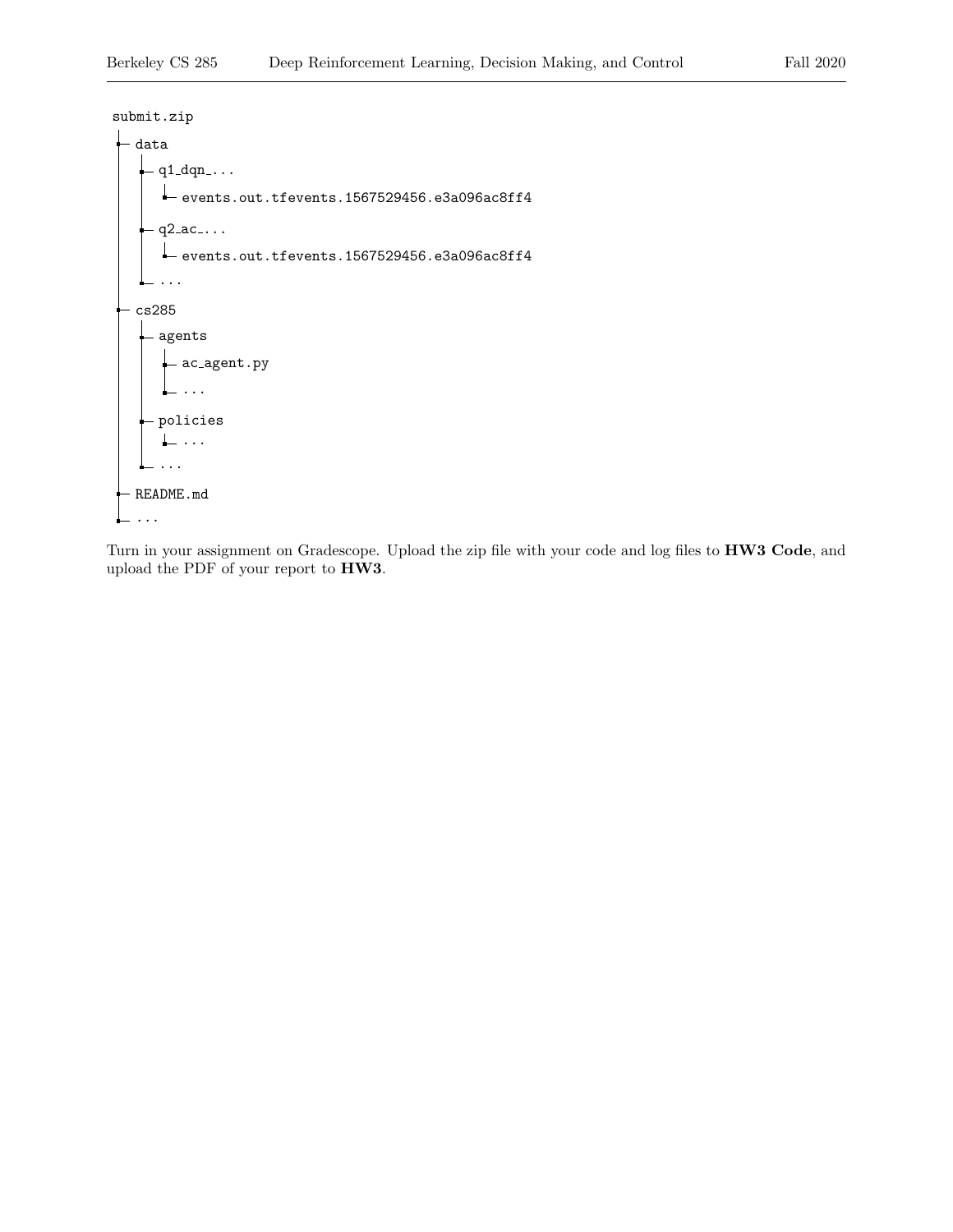```
submit.zip
├── data
│   ├── q1_dqn_...
│   │   └── events.out.tfevents.1567529456.e3a096ac8ff4
│   ├── q2_ac_...
│   │   └── events.out.tfevents.1567529456.e3a096ac8ff4
│   └── ...
├── cs285
│   ├── agents
│   │   ├── ac_agent.py
│   │   └── ...
│   ├── policies
│   │   └── ...
│   └── ...
├── README.md
└── ...
```

Turn in your assignment on Gradescope. Upload the zip file with your code and log files to **HW3 Code**, and upload the PDF of your report to **HW3**.